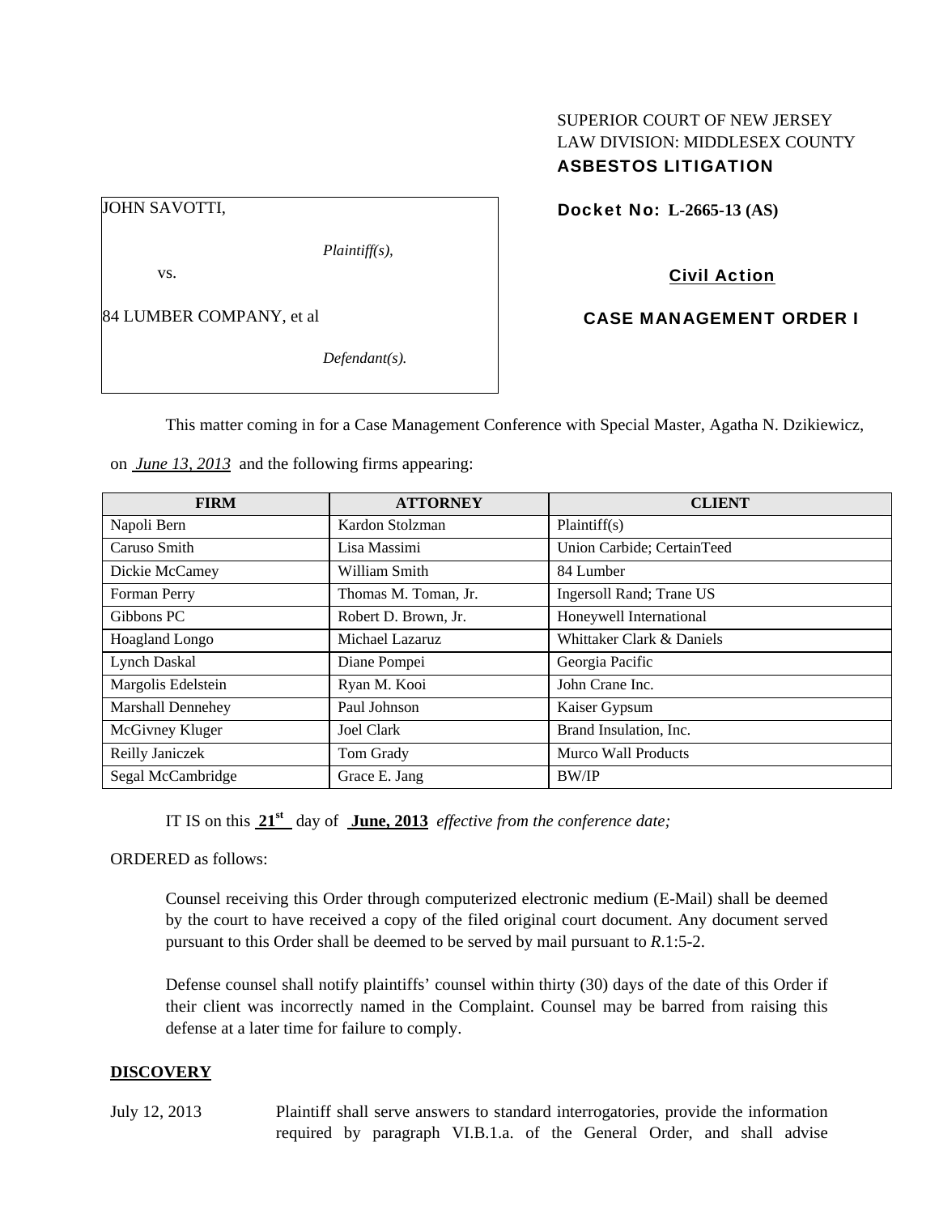SUPERIOR COURT OF NEW JERSEY
LAW DIVISION: MIDDLESEX COUNTY
**ASBESTOS LITIGATION**

JOHN SAVOTTI,

*Plaintiff(s),*

vs.

84 LUMBER COMPANY, et al

*Defendant(s).*

**Docket No: L-2665-13 (AS)**

**Civil Action**

**CASE MANAGEMENT ORDER I**

This matter coming in for a Case Management Conference with Special Master, Agatha N. Dzikiewicz, on *June 13, 2013* and the following firms appearing:

| FIRM | ATTORNEY | CLIENT |
|---|---|---|
| Napoli Bern | Kardon Stolzman | Plaintiff(s) |
| Caruso Smith | Lisa Massimi | Union Carbide; CertainTeed |
| Dickie McCamey | William Smith | 84 Lumber |
| Forman Perry | Thomas M. Toman, Jr. | Ingersoll Rand; Trane US |
| Gibbons PC | Robert D. Brown, Jr. | Honeywell International |
| Hoagland Longo | Michael Lazaruz | Whittaker Clark & Daniels |
| Lynch Daskal | Diane Pompei | Georgia Pacific |
| Margolis Edelstein | Ryan M. Kooi | John Crane Inc. |
| Marshall Dennehey | Paul Johnson | Kaiser Gypsum |
| McGivney Kluger | Joel Clark | Brand Insulation, Inc. |
| Reilly Janiczek | Tom Grady | Murco Wall Products |
| Segal McCambridge | Grace E. Jang | BW/IP |

IT IS on this **21st** day of **June, 2013** *effective from the conference date;*

ORDERED as follows:

Counsel receiving this Order through computerized electronic medium (E-Mail) shall be deemed by the court to have received a copy of the filed original court document. Any document served pursuant to this Order shall be deemed to be served by mail pursuant to *R*.1:5-2.

Defense counsel shall notify plaintiffs' counsel within thirty (30) days of the date of this Order if their client was incorrectly named in the Complaint. Counsel may be barred from raising this defense at a later time for failure to comply.

## DISCOVERY

July 12, 2013 Plaintiff shall serve answers to standard interrogatories, provide the information required by paragraph VI.B.1.a. of the General Order, and shall advise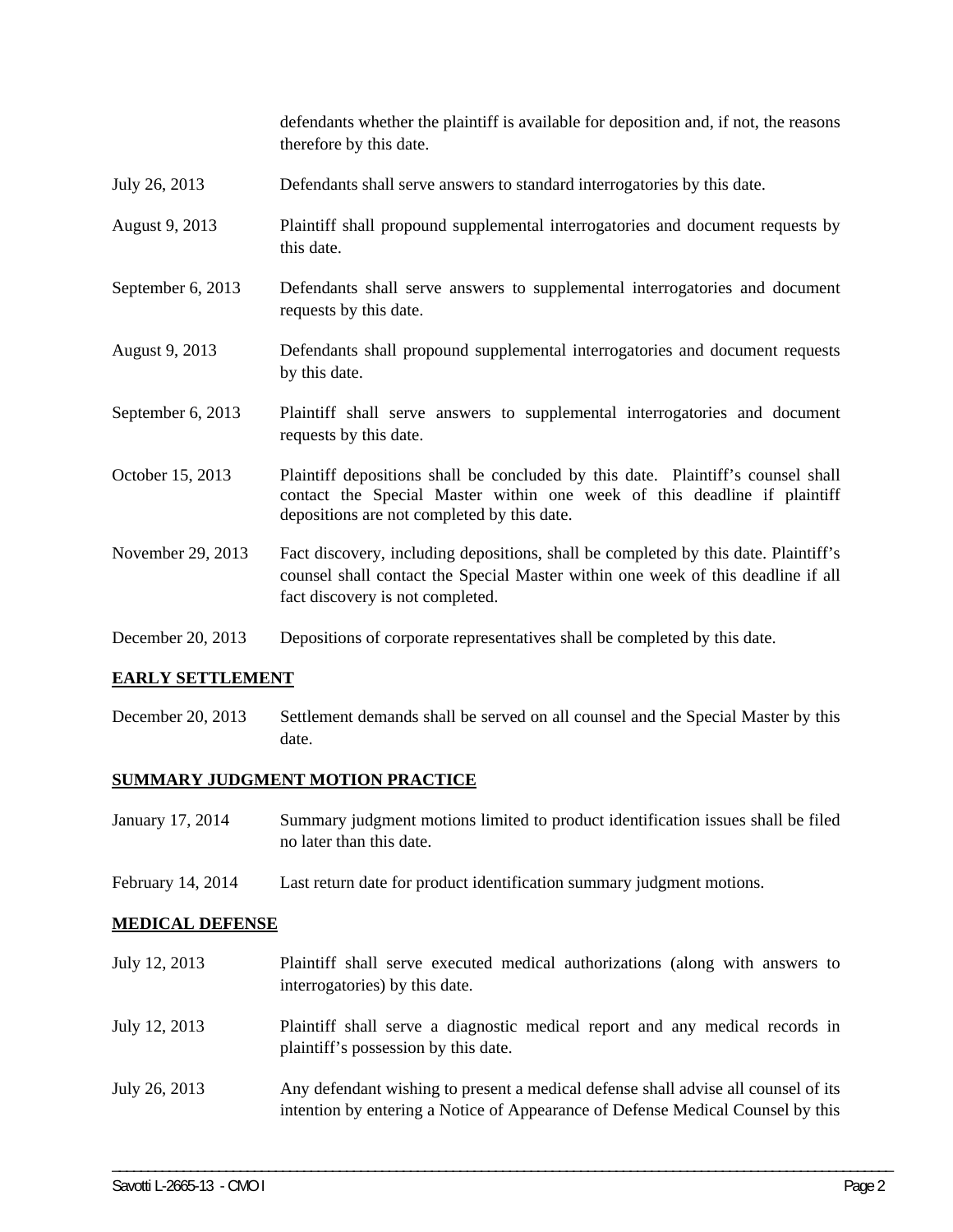| | |
|---|---|
| | defendants whether the plaintiff is available for deposition and, if not, the reasons therefore by this date. |
| July 26, 2013 | Defendants shall serve answers to standard interrogatories by this date. |
| August 9, 2013 | Plaintiff shall propound supplemental interrogatories and document requests by this date. |
| September 6, 2013 | Defendants shall serve answers to supplemental interrogatories and document requests by this date. |
| August 9, 2013 | Defendants shall propound supplemental interrogatories and document requests by this date. |
| September 6, 2013 | Plaintiff shall serve answers to supplemental interrogatories and document requests by this date. |
| October 15, 2013 | Plaintiff depositions shall be concluded by this date. Plaintiff's counsel shall contact the Special Master within one week of this deadline if plaintiff depositions are not completed by this date. |
| November 29, 2013 | Fact discovery, including depositions, shall be completed by this date. Plaintiff's counsel shall contact the Special Master within one week of this deadline if all fact discovery is not completed. |
| December 20, 2013 | Depositions of corporate representatives shall be completed by this date. |

**EARLY SETTLEMENT**

| | |
|---|---|
| December 20, 2013 | Settlement demands shall be served on all counsel and the Special Master by this date. |

**SUMMARY JUDGMENT MOTION PRACTICE**

| | |
|---|---|
| January 17, 2014 | Summary judgment motions limited to product identification issues shall be filed no later than this date. |
| February 14, 2014 | Last return date for product identification summary judgment motions. |

**MEDICAL DEFENSE**

| | |
|---|---|
| July 12, 2013 | Plaintiff shall serve executed medical authorizations (along with answers to interrogatories) by this date. |
| July 12, 2013 | Plaintiff shall serve a diagnostic medical report and any medical records in plaintiff's possession by this date. |
| July 26, 2013 | Any defendant wishing to present a medical defense shall advise all counsel of its intention by entering a Notice of Appearance of Defense Medical Counsel by this |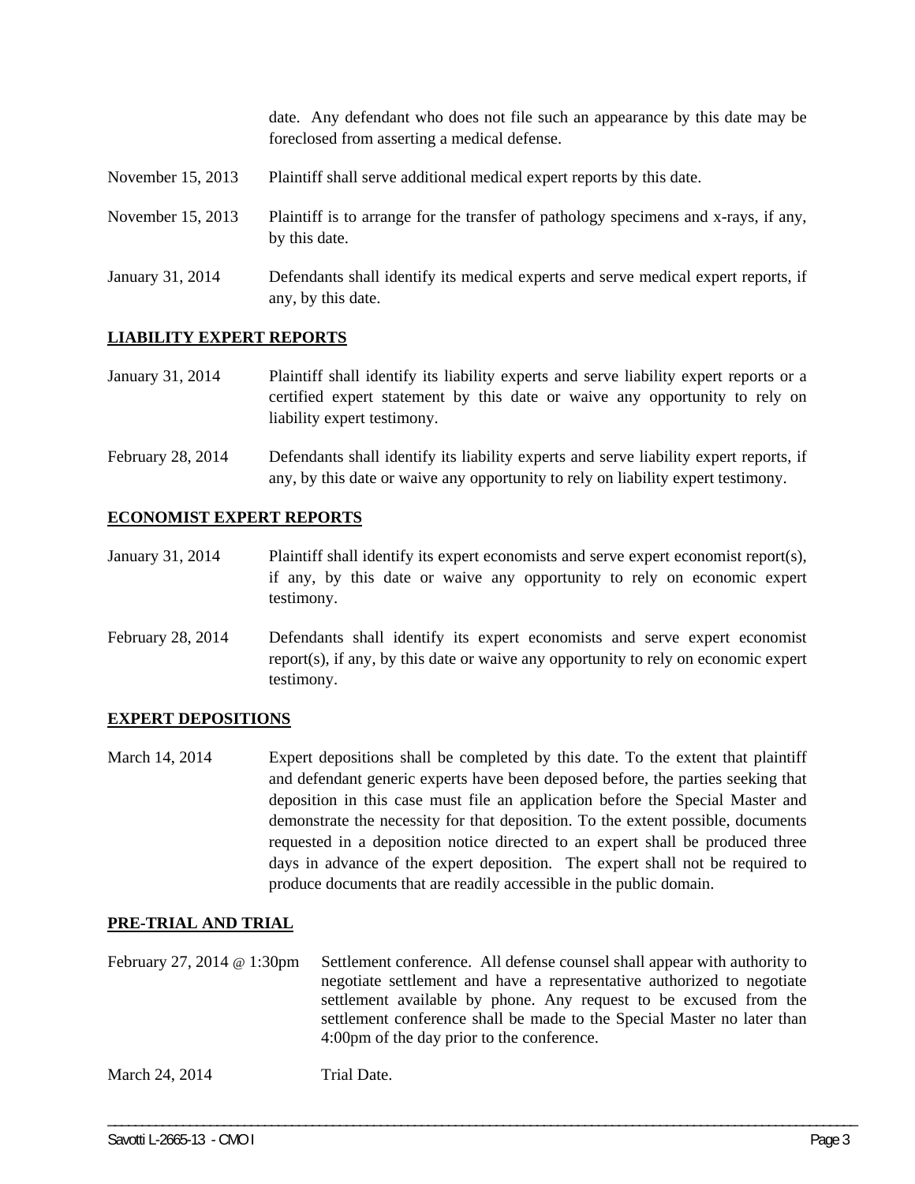| | |
|---|---|
| | date. Any defendant who does not file such an appearance by this date may be foreclosed from asserting a medical defense. |
| November 15, 2013 | Plaintiff shall serve additional medical expert reports by this date. |
| November 15, 2013 | Plaintiff is to arrange for the transfer of pathology specimens and x-rays, if any, by this date. |
| January 31, 2014 | Defendants shall identify its medical experts and serve medical expert reports, if any, by this date. |

**LIABILITY EXPERT REPORTS**

| | |
|---|---|
| January 31, 2014 | Plaintiff shall identify its liability experts and serve liability expert reports or a certified expert statement by this date or waive any opportunity to rely on liability expert testimony. |
| February 28, 2014 | Defendants shall identify its liability experts and serve liability expert reports, if any, by this date or waive any opportunity to rely on liability expert testimony. |

**ECONOMIST EXPERT REPORTS**

| | |
|---|---|
| January 31, 2014 | Plaintiff shall identify its expert economists and serve expert economist report(s), if any, by this date or waive any opportunity to rely on economic expert testimony. |
| February 28, 2014 | Defendants shall identify its expert economists and serve expert economist report(s), if any, by this date or waive any opportunity to rely on economic expert testimony. |

**EXPERT DEPOSITIONS**

| | |
|---|---|
| March 14, 2014 | Expert depositions shall be completed by this date. To the extent that plaintiff and defendant generic experts have been deposed before, the parties seeking that deposition in this case must file an application before the Special Master and demonstrate the necessity for that deposition. To the extent possible, documents requested in a deposition notice directed to an expert shall be produced three days in advance of the expert deposition. The expert shall not be required to produce documents that are readily accessible in the public domain. |

**PRE-TRIAL AND TRIAL**

| | |
|---|---|
| February 27, 2014 @ 1:30pm | Settlement conference. All defense counsel shall appear with authority to negotiate settlement and have a representative authorized to negotiate settlement available by phone. Any request to be excused from the settlement conference shall be made to the Special Master no later than 4:00pm of the day prior to the conference. |
| March 24, 2014 | Trial Date. |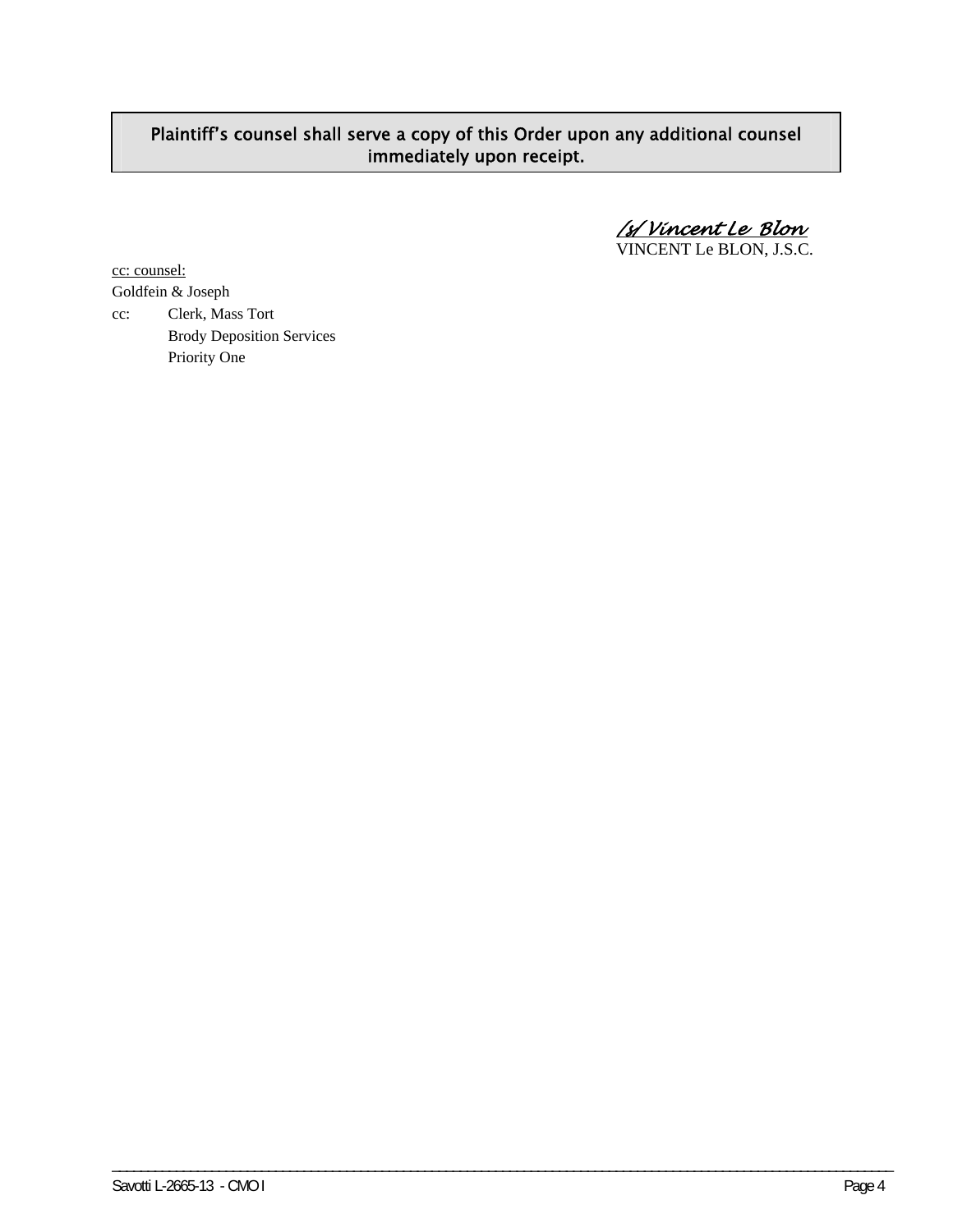**Plaintiff's counsel shall serve a copy of this Order upon any additional counsel immediately upon receipt.**

*/s/ Vincent Le Blon*
VINCENT Le BLON, J.S.C.

cc: counsel:
Goldfein & Joseph
cc: Clerk, Mass Tort
Brody Deposition Services
Priority One